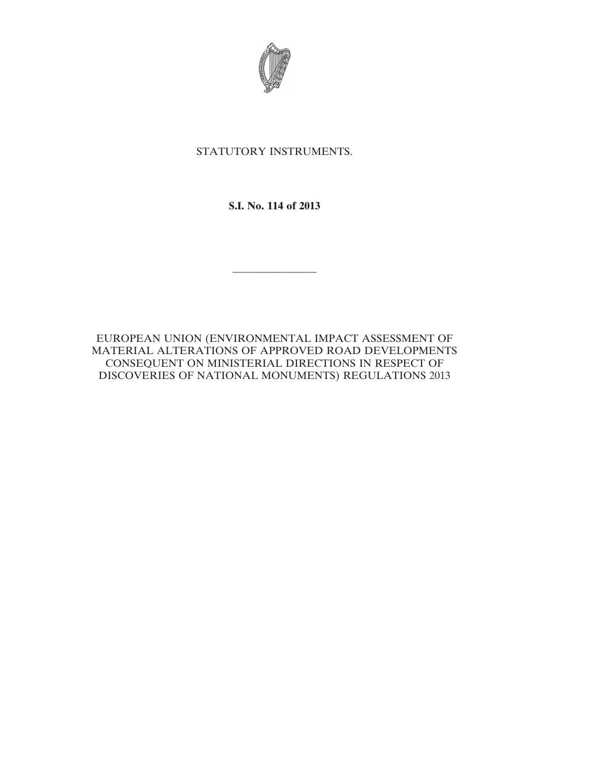STATUTORY INSTRUMENTS.

**S.I. No. 114 of 2013**

---

EUROPEAN UNION (ENVIRONMENTAL IMPACT ASSESSMENT OF MATERIAL ALTERATIONS OF APPROVED ROAD DEVELOPMENTS CONSEQUENT ON MINISTERIAL DIRECTIONS IN RESPECT OF DISCOVERIES OF NATIONAL MONUMENTS) REGULATIONS 2013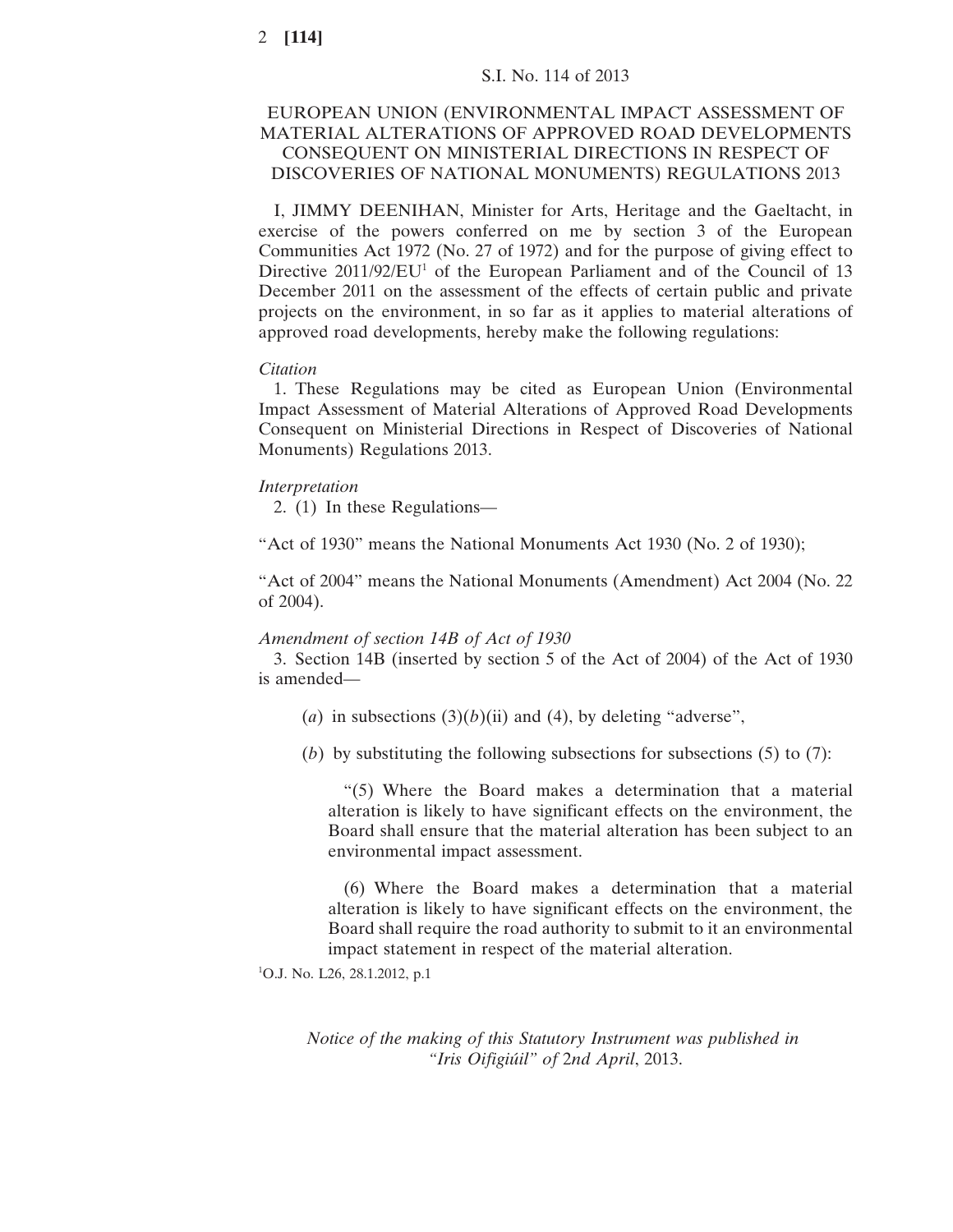S.I. No. 114 of 2013

# EUROPEAN UNION (ENVIRONMENTAL IMPACT ASSESSMENT OF MATERIAL ALTERATIONS OF APPROVED ROAD DEVELOPMENTS CONSEQUENT ON MINISTERIAL DIRECTIONS IN RESPECT OF DISCOVERIES OF NATIONAL MONUMENTS) REGULATIONS 2013

I, JIMMY DEENIHAN, Minister for Arts, Heritage and the Gaeltacht, in exercise of the powers conferred on me by section 3 of the European Communities Act 1972 (No. 27 of 1972) and for the purpose of giving effect to Directive 2011/92/EU[1] of the European Parliament and of the Council of 13 December 2011 on the assessment of the effects of certain public and private projects on the environment, in so far as it applies to material alterations of approved road developments, hereby make the following regulations:

*Citation*

1. These Regulations may be cited as European Union (Environmental Impact Assessment of Material Alterations of Approved Road Developments Consequent on Ministerial Directions in Respect of Discoveries of National Monuments) Regulations 2013.

*Interpretation*

2. (1) In these Regulations—

"Act of 1930" means the National Monuments Act 1930 (No. 2 of 1930);

"Act of 2004" means the National Monuments (Amendment) Act 2004 (No. 22 of 2004).

*Amendment of section 14B of Act of 1930*

3. Section 14B (inserted by section 5 of the Act of 2004) of the Act of 1930 is amended—

(*a*) in subsections (3)(*b*)(ii) and (4), by deleting "adverse",

(*b*) by substituting the following subsections for subsections (5) to (7):

"(5) Where the Board makes a determination that a material alteration is likely to have significant effects on the environment, the Board shall ensure that the material alteration has been subject to an environmental impact assessment.

(6) Where the Board makes a determination that a material alteration is likely to have significant effects on the environment, the Board shall require the road authority to submit to it an environmental impact statement in respect of the material alteration.

[1]O.J. No. L26, 28.1.2012, p.1

*Notice of the making of this Statutory Instrument was published in "Iris Oifigiúil" of 2nd April, 2013.*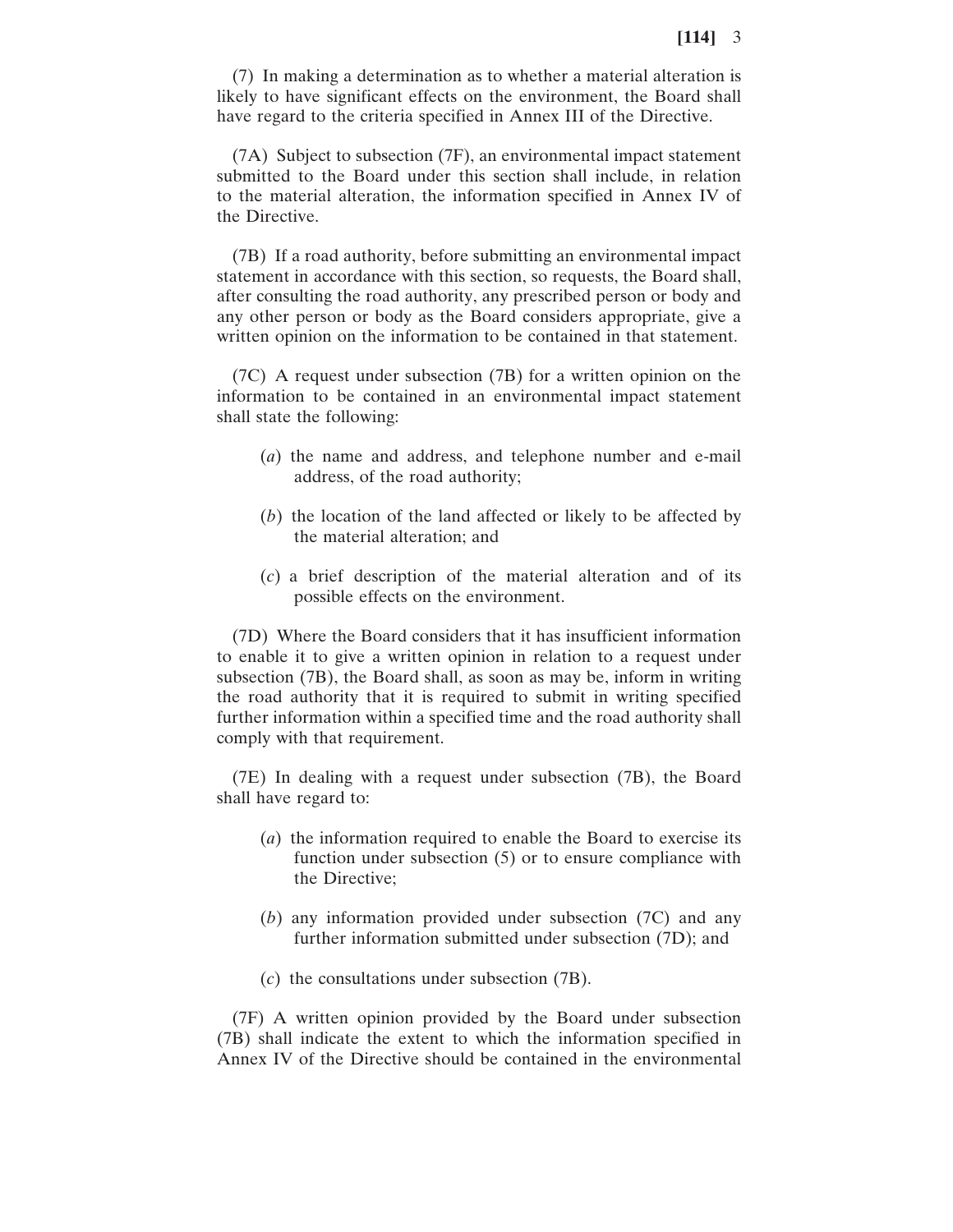(7) In making a determination as to whether a material alteration is likely to have significant effects on the environment, the Board shall have regard to the criteria specified in Annex III of the Directive.

(7A) Subject to subsection (7F), an environmental impact statement submitted to the Board under this section shall include, in relation to the material alteration, the information specified in Annex IV of the Directive.

(7B) If a road authority, before submitting an environmental impact statement in accordance with this section, so requests, the Board shall, after consulting the road authority, any prescribed person or body and any other person or body as the Board considers appropriate, give a written opinion on the information to be contained in that statement.

(7C) A request under subsection (7B) for a written opinion on the information to be contained in an environmental impact statement shall state the following:

(*a*) the name and address, and telephone number and e-mail address, of the road authority;

(*b*) the location of the land affected or likely to be affected by the material alteration; and

(*c*) a brief description of the material alteration and of its possible effects on the environment.

(7D) Where the Board considers that it has insufficient information to enable it to give a written opinion in relation to a request under subsection (7B), the Board shall, as soon as may be, inform in writing the road authority that it is required to submit in writing specified further information within a specified time and the road authority shall comply with that requirement.

(7E) In dealing with a request under subsection (7B), the Board shall have regard to:

(*a*) the information required to enable the Board to exercise its function under subsection (5) or to ensure compliance with the Directive;

(*b*) any information provided under subsection (7C) and any further information submitted under subsection (7D); and

(*c*) the consultations under subsection (7B).

(7F) A written opinion provided by the Board under subsection (7B) shall indicate the extent to which the information specified in Annex IV of the Directive should be contained in the environmental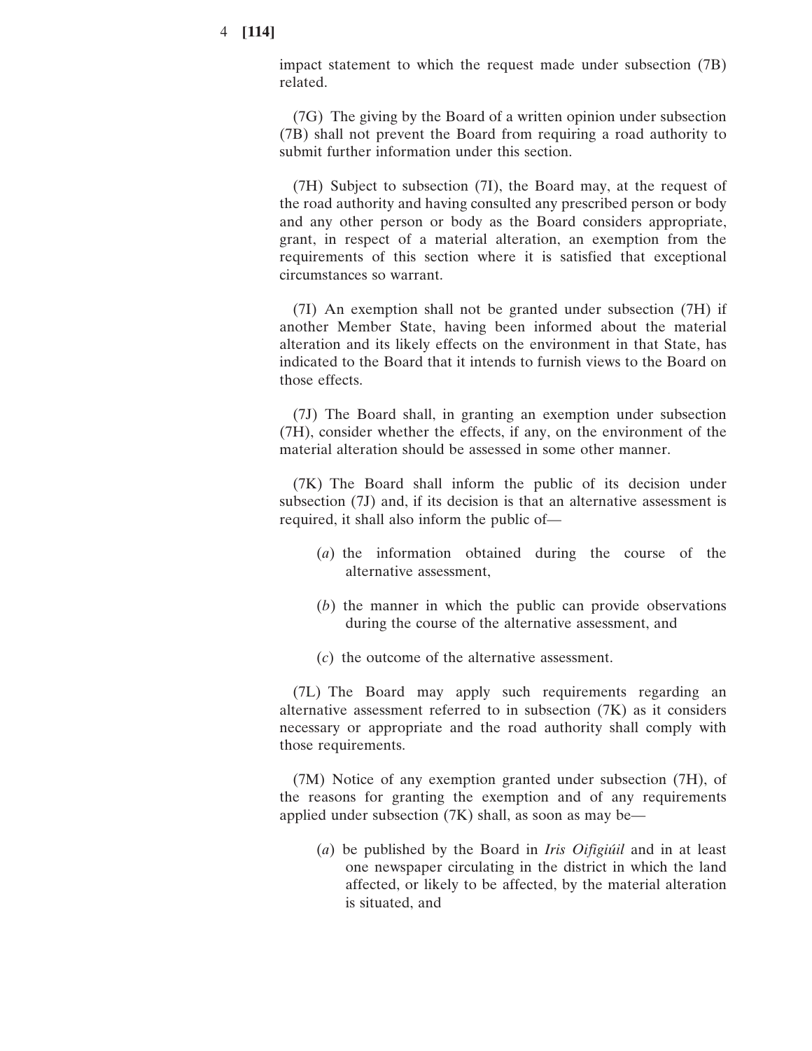impact statement to which the request made under subsection (7B) related.

(7G) The giving by the Board of a written opinion under subsection (7B) shall not prevent the Board from requiring a road authority to submit further information under this section.

(7H) Subject to subsection (7I), the Board may, at the request of the road authority and having consulted any prescribed person or body and any other person or body as the Board considers appropriate, grant, in respect of a material alteration, an exemption from the requirements of this section where it is satisfied that exceptional circumstances so warrant.

(7I) An exemption shall not be granted under subsection (7H) if another Member State, having been informed about the material alteration and its likely effects on the environment in that State, has indicated to the Board that it intends to furnish views to the Board on those effects.

(7J) The Board shall, in granting an exemption under subsection (7H), consider whether the effects, if any, on the environment of the material alteration should be assessed in some other manner.

(7K) The Board shall inform the public of its decision under subsection (7J) and, if its decision is that an alternative assessment is required, it shall also inform the public of—

(*a*) the information obtained during the course of the alternative assessment,

(*b*) the manner in which the public can provide observations during the course of the alternative assessment, and

(*c*) the outcome of the alternative assessment.

(7L) The Board may apply such requirements regarding an alternative assessment referred to in subsection (7K) as it considers necessary or appropriate and the road authority shall comply with those requirements.

(7M) Notice of any exemption granted under subsection (7H), of the reasons for granting the exemption and of any requirements applied under subsection (7K) shall, as soon as may be—

(*a*) be published by the Board in *Iris Oifigiúil* and in at least one newspaper circulating in the district in which the land affected, or likely to be affected, by the material alteration is situated, and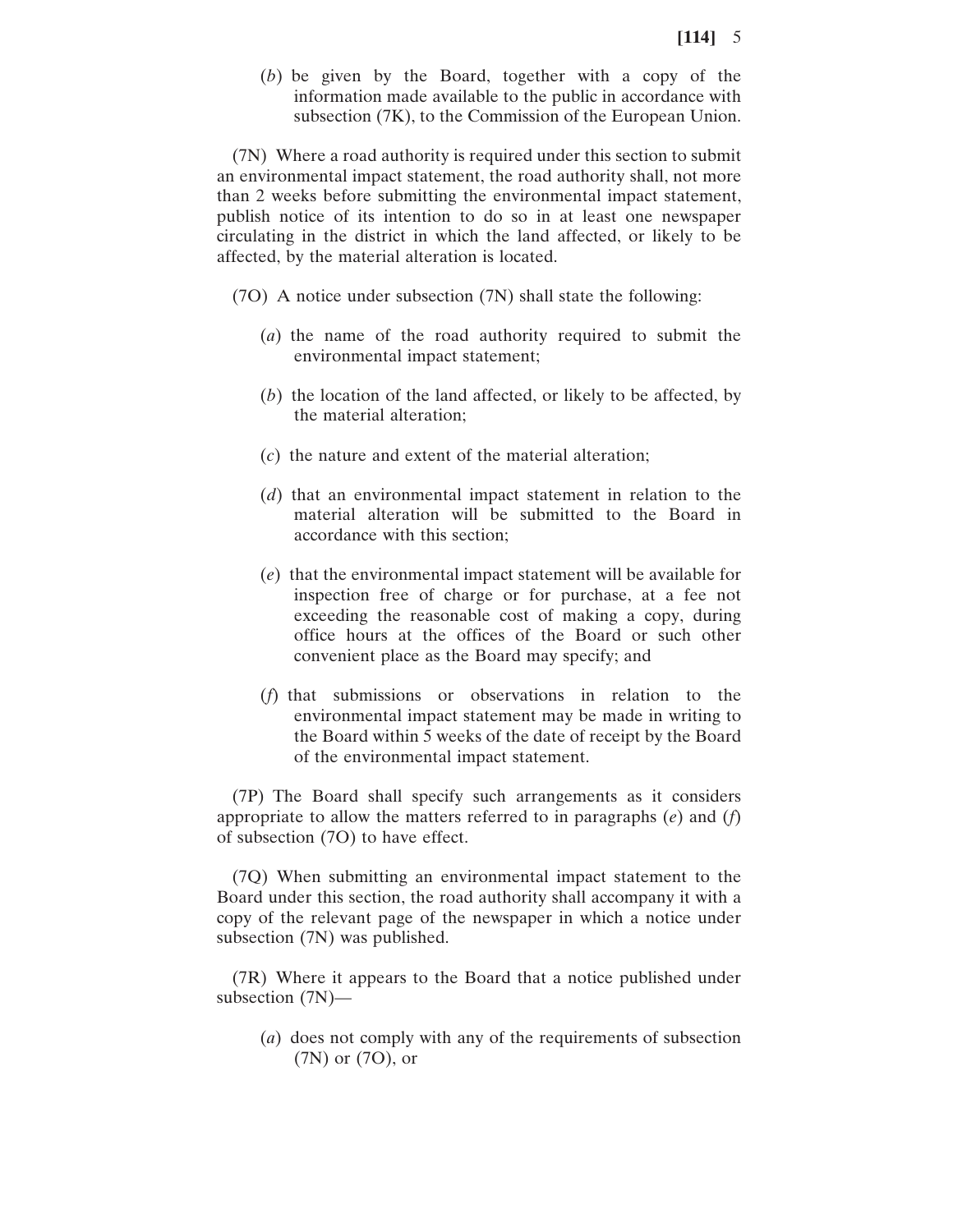(*b*) be given by the Board, together with a copy of the information made available to the public in accordance with subsection (7K), to the Commission of the European Union.

(7N) Where a road authority is required under this section to submit an environmental impact statement, the road authority shall, not more than 2 weeks before submitting the environmental impact statement, publish notice of its intention to do so in at least one newspaper circulating in the district in which the land affected, or likely to be affected, by the material alteration is located.

(7O) A notice under subsection (7N) shall state the following:

(*a*) the name of the road authority required to submit the environmental impact statement;

(*b*) the location of the land affected, or likely to be affected, by the material alteration;

(*c*) the nature and extent of the material alteration;

(*d*) that an environmental impact statement in relation to the material alteration will be submitted to the Board in accordance with this section;

(*e*) that the environmental impact statement will be available for inspection free of charge or for purchase, at a fee not exceeding the reasonable cost of making a copy, during office hours at the offices of the Board or such other convenient place as the Board may specify; and

(*f*) that submissions or observations in relation to the environmental impact statement may be made in writing to the Board within 5 weeks of the date of receipt by the Board of the environmental impact statement.

(7P) The Board shall specify such arrangements as it considers appropriate to allow the matters referred to in paragraphs (*e*) and (*f*) of subsection (7O) to have effect.

(7Q) When submitting an environmental impact statement to the Board under this section, the road authority shall accompany it with a copy of the relevant page of the newspaper in which a notice under subsection (7N) was published.

(7R) Where it appears to the Board that a notice published under subsection (7N)—

(*a*) does not comply with any of the requirements of subsection (7N) or (7O), or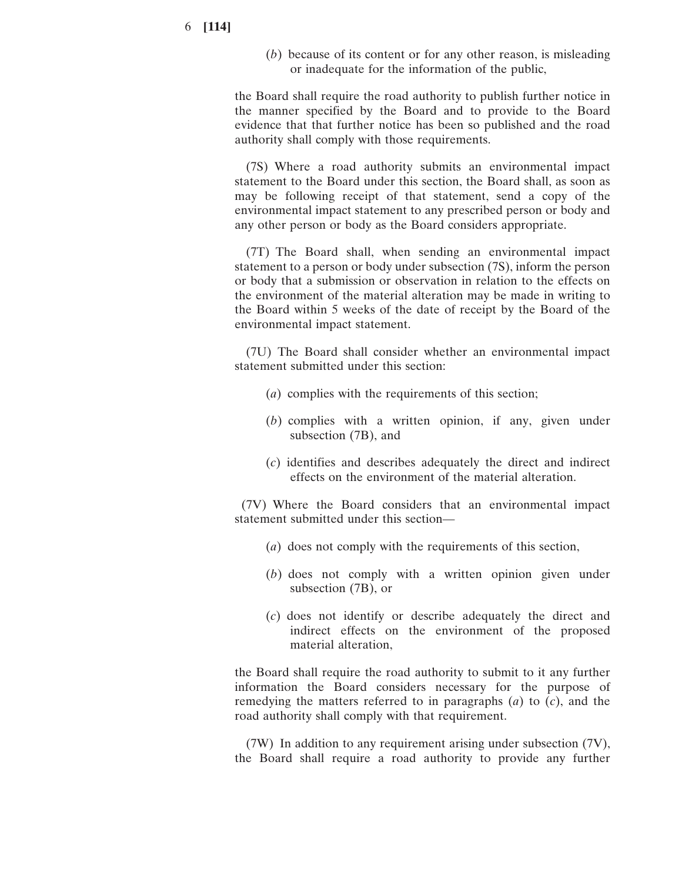(*b*) because of its content or for any other reason, is misleading or inadequate for the information of the public,

the Board shall require the road authority to publish further notice in the manner specified by the Board and to provide to the Board evidence that that further notice has been so published and the road authority shall comply with those requirements.

(7S) Where a road authority submits an environmental impact statement to the Board under this section, the Board shall, as soon as may be following receipt of that statement, send a copy of the environmental impact statement to any prescribed person or body and any other person or body as the Board considers appropriate.

(7T) The Board shall, when sending an environmental impact statement to a person or body under subsection (7S), inform the person or body that a submission or observation in relation to the effects on the environment of the material alteration may be made in writing to the Board within 5 weeks of the date of receipt by the Board of the environmental impact statement.

(7U) The Board shall consider whether an environmental impact statement submitted under this section:

(*a*) complies with the requirements of this section;

(*b*) complies with a written opinion, if any, given under subsection (7B), and

(*c*) identifies and describes adequately the direct and indirect effects on the environment of the material alteration.

(7V) Where the Board considers that an environmental impact statement submitted under this section—

(*a*) does not comply with the requirements of this section,

(*b*) does not comply with a written opinion given under subsection (7B), or

(*c*) does not identify or describe adequately the direct and indirect effects on the environment of the proposed material alteration,

the Board shall require the road authority to submit to it any further information the Board considers necessary for the purpose of remedying the matters referred to in paragraphs (*a*) to (*c*), and the road authority shall comply with that requirement.

(7W) In addition to any requirement arising under subsection (7V), the Board shall require a road authority to provide any further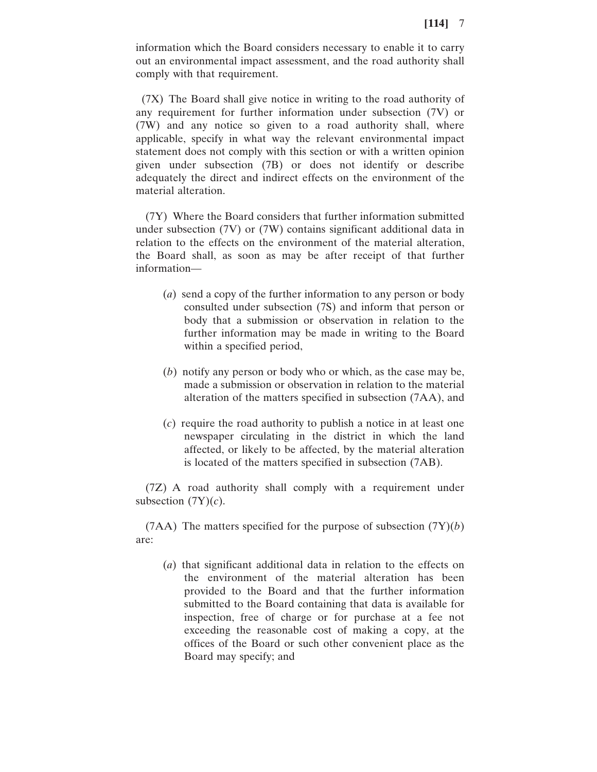information which the Board considers necessary to enable it to carry out an environmental impact assessment, and the road authority shall comply with that requirement.

(7X) The Board shall give notice in writing to the road authority of any requirement for further information under subsection (7V) or (7W) and any notice so given to a road authority shall, where applicable, specify in what way the relevant environmental impact statement does not comply with this section or with a written opinion given under subsection (7B) or does not identify or describe adequately the direct and indirect effects on the environment of the material alteration.

(7Y) Where the Board considers that further information submitted under subsection (7V) or (7W) contains significant additional data in relation to the effects on the environment of the material alteration, the Board shall, as soon as may be after receipt of that further information—

(*a*) send a copy of the further information to any person or body consulted under subsection (7S) and inform that person or body that a submission or observation in relation to the further information may be made in writing to the Board within a specified period,

(*b*) notify any person or body who or which, as the case may be, made a submission or observation in relation to the material alteration of the matters specified in subsection (7AA), and

(*c*) require the road authority to publish a notice in at least one newspaper circulating in the district in which the land affected, or likely to be affected, by the material alteration is located of the matters specified in subsection (7AB).

(7Z) A road authority shall comply with a requirement under subsection (7Y)(*c*).

(7AA) The matters specified for the purpose of subsection (7Y)(*b*) are:

(*a*) that significant additional data in relation to the effects on the environment of the material alteration has been provided to the Board and that the further information submitted to the Board containing that data is available for inspection, free of charge or for purchase at a fee not exceeding the reasonable cost of making a copy, at the offices of the Board or such other convenient place as the Board may specify; and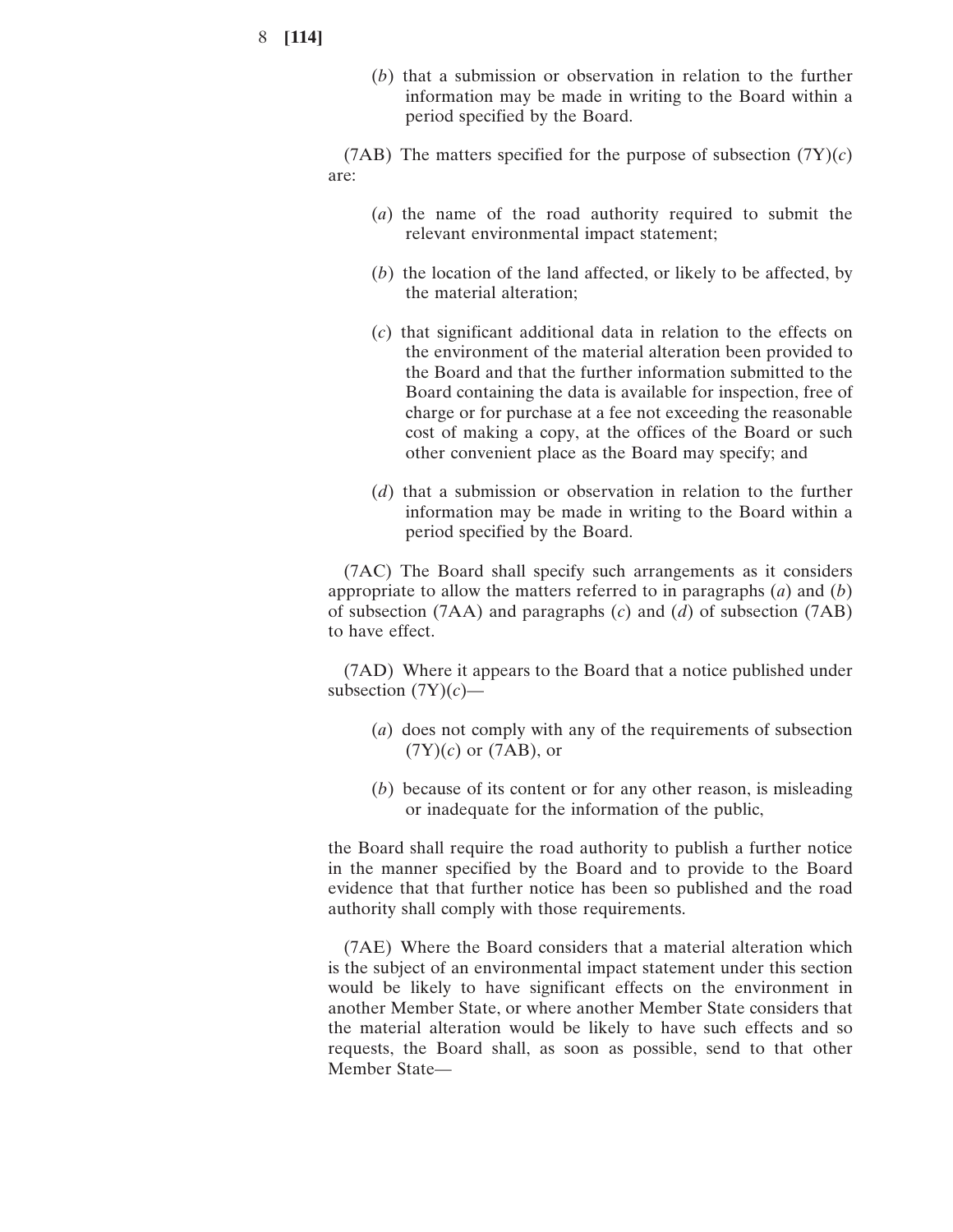(*b*) that a submission or observation in relation to the further information may be made in writing to the Board within a period specified by the Board.

(7AB) The matters specified for the purpose of subsection (7Y)(*c*) are:

(*a*) the name of the road authority required to submit the relevant environmental impact statement;

(*b*) the location of the land affected, or likely to be affected, by the material alteration;

(*c*) that significant additional data in relation to the effects on the environment of the material alteration been provided to the Board and that the further information submitted to the Board containing the data is available for inspection, free of charge or for purchase at a fee not exceeding the reasonable cost of making a copy, at the offices of the Board or such other convenient place as the Board may specify; and

(*d*) that a submission or observation in relation to the further information may be made in writing to the Board within a period specified by the Board.

(7AC) The Board shall specify such arrangements as it considers appropriate to allow the matters referred to in paragraphs (*a*) and (*b*) of subsection (7AA) and paragraphs (*c*) and (*d*) of subsection (7AB) to have effect.

(7AD) Where it appears to the Board that a notice published under subsection (7Y)(*c*)—

(*a*) does not comply with any of the requirements of subsection (7Y)(*c*) or (7AB), or

(*b*) because of its content or for any other reason, is misleading or inadequate for the information of the public,

the Board shall require the road authority to publish a further notice in the manner specified by the Board and to provide to the Board evidence that that further notice has been so published and the road authority shall comply with those requirements.

(7AE) Where the Board considers that a material alteration which is the subject of an environmental impact statement under this section would be likely to have significant effects on the environment in another Member State, or where another Member State considers that the material alteration would be likely to have such effects and so requests, the Board shall, as soon as possible, send to that other Member State—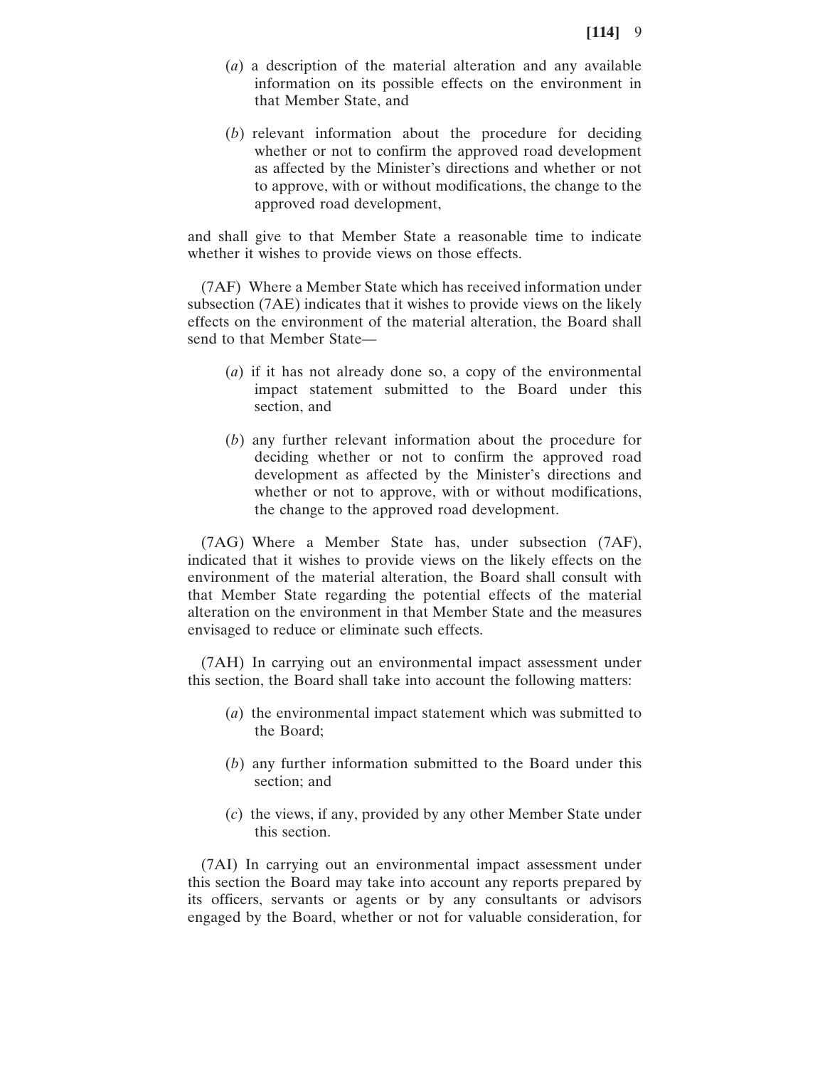(*a*) a description of the material alteration and any available information on its possible effects on the environment in that Member State, and

(*b*) relevant information about the procedure for deciding whether or not to confirm the approved road development as affected by the Minister's directions and whether or not to approve, with or without modifications, the change to the approved road development,

and shall give to that Member State a reasonable time to indicate whether it wishes to provide views on those effects.

(7AF) Where a Member State which has received information under subsection (7AE) indicates that it wishes to provide views on the likely effects on the environment of the material alteration, the Board shall send to that Member State—

(*a*) if it has not already done so, a copy of the environmental impact statement submitted to the Board under this section, and

(*b*) any further relevant information about the procedure for deciding whether or not to confirm the approved road development as affected by the Minister's directions and whether or not to approve, with or without modifications, the change to the approved road development.

(7AG) Where a Member State has, under subsection (7AF), indicated that it wishes to provide views on the likely effects on the environment of the material alteration, the Board shall consult with that Member State regarding the potential effects of the material alteration on the environment in that Member State and the measures envisaged to reduce or eliminate such effects.

(7AH) In carrying out an environmental impact assessment under this section, the Board shall take into account the following matters:

(*a*) the environmental impact statement which was submitted to the Board;

(*b*) any further information submitted to the Board under this section; and

(*c*) the views, if any, provided by any other Member State under this section.

(7AI) In carrying out an environmental impact assessment under this section the Board may take into account any reports prepared by its officers, servants or agents or by any consultants or advisors engaged by the Board, whether or not for valuable consideration, for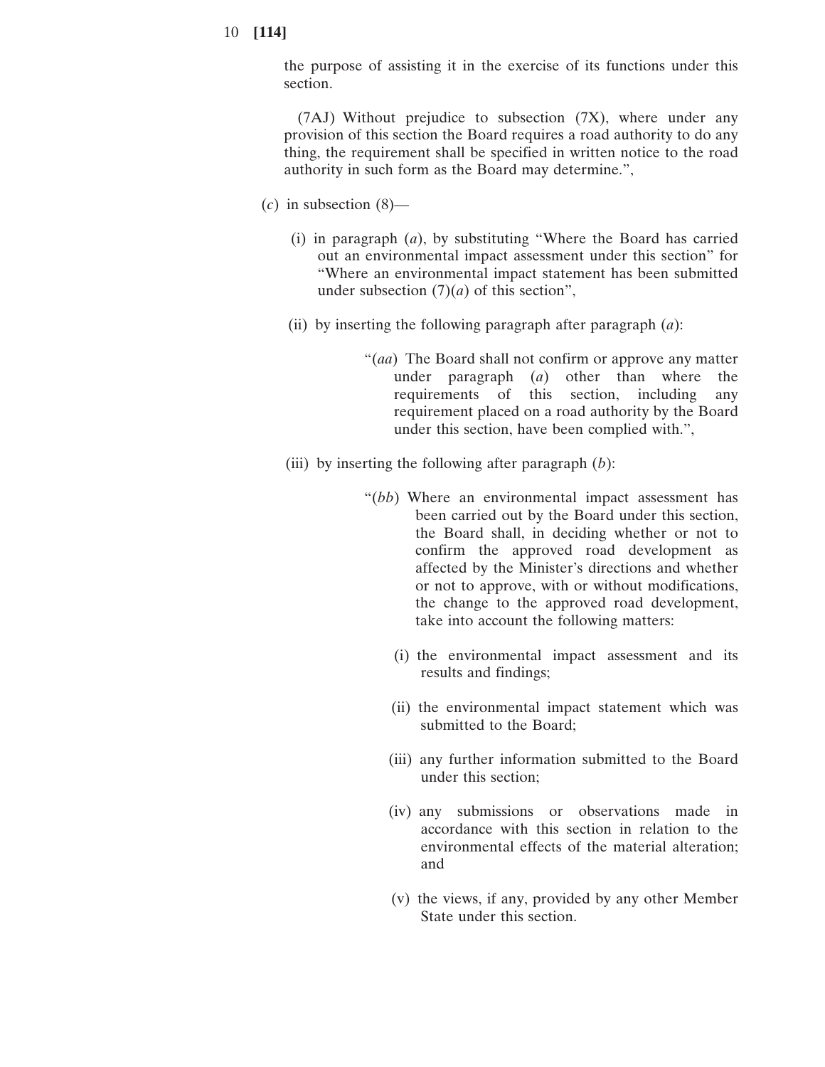the purpose of assisting it in the exercise of its functions under this section.

(7AJ) Without prejudice to subsection (7X), where under any provision of this section the Board requires a road authority to do any thing, the requirement shall be specified in written notice to the road authority in such form as the Board may determine.”,

(*c*) in subsection (8)—

(i) in paragraph (*a*), by substituting “Where the Board has carried out an environmental impact assessment under this section” for “Where an environmental impact statement has been submitted under subsection (7)(*a*) of this section”,

(ii) by inserting the following paragraph after paragraph (*a*):

“(*aa*) The Board shall not confirm or approve any matter under paragraph (*a*) other than where the requirements of this section, including any requirement placed on a road authority by the Board under this section, have been complied with.”,

(iii) by inserting the following after paragraph (*b*):

“(*bb*) Where an environmental impact assessment has been carried out by the Board under this section, the Board shall, in deciding whether or not to confirm the approved road development as affected by the Minister’s directions and whether or not to approve, with or without modifications, the change to the approved road development, take into account the following matters:

(i) the environmental impact assessment and its results and findings;

(ii) the environmental impact statement which was submitted to the Board;

(iii) any further information submitted to the Board under this section;

(iv) any submissions or observations made in accordance with this section in relation to the environmental effects of the material alteration; and

(v) the views, if any, provided by any other Member State under this section.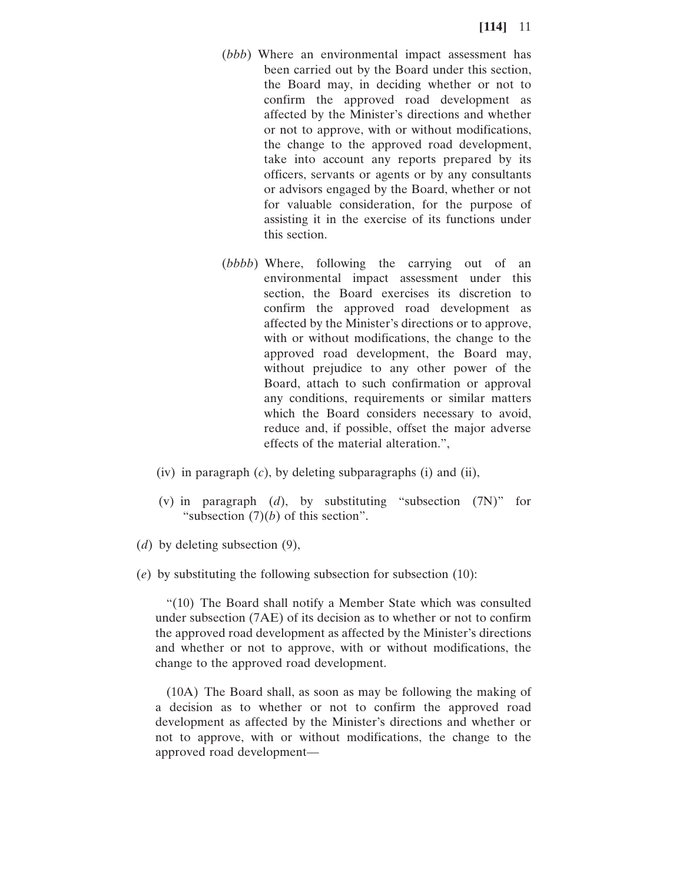(*bbb*) Where an environmental impact assessment has been carried out by the Board under this section, the Board may, in deciding whether or not to confirm the approved road development as affected by the Minister's directions and whether or not to approve, with or without modifications, the change to the approved road development, take into account any reports prepared by its officers, servants or agents or by any consultants or advisors engaged by the Board, whether or not for valuable consideration, for the purpose of assisting it in the exercise of its functions under this section.

(*bbbb*) Where, following the carrying out of an environmental impact assessment under this section, the Board exercises its discretion to confirm the approved road development as affected by the Minister's directions or to approve, with or without modifications, the change to the approved road development, the Board may, without prejudice to any other power of the Board, attach to such confirmation or approval any conditions, requirements or similar matters which the Board considers necessary to avoid, reduce and, if possible, offset the major adverse effects of the material alteration.",

(iv) in paragraph (*c*), by deleting subparagraphs (i) and (ii),

(v) in paragraph (*d*), by substituting "subsection (7N)" for "subsection (7)(*b*) of this section".

(*d*) by deleting subsection (9),

(*e*) by substituting the following subsection for subsection (10):

"(10) The Board shall notify a Member State which was consulted under subsection (7AE) of its decision as to whether or not to confirm the approved road development as affected by the Minister's directions and whether or not to approve, with or without modifications, the change to the approved road development.

(10A) The Board shall, as soon as may be following the making of a decision as to whether or not to confirm the approved road development as affected by the Minister's directions and whether or not to approve, with or without modifications, the change to the approved road development—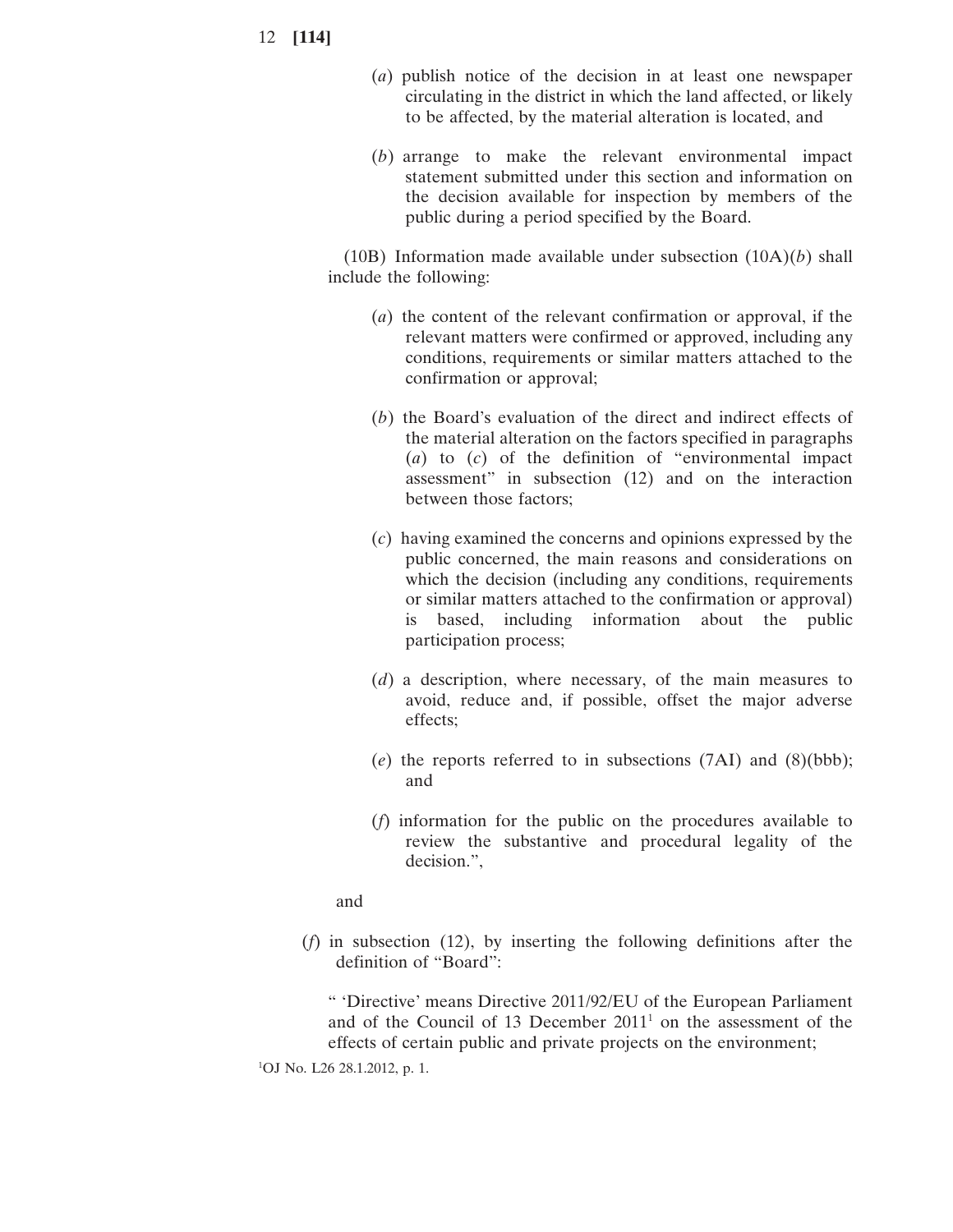(*a*) publish notice of the decision in at least one newspaper circulating in the district in which the land affected, or likely to be affected, by the material alteration is located, and

(*b*) arrange to make the relevant environmental impact statement submitted under this section and information on the decision available for inspection by members of the public during a period specified by the Board.

(10B) Information made available under subsection (10A)(*b*) shall include the following:

(*a*) the content of the relevant confirmation or approval, if the relevant matters were confirmed or approved, including any conditions, requirements or similar matters attached to the confirmation or approval;

(*b*) the Board's evaluation of the direct and indirect effects of the material alteration on the factors specified in paragraphs (*a*) to (*c*) of the definition of "environmental impact assessment" in subsection (12) and on the interaction between those factors;

(*c*) having examined the concerns and opinions expressed by the public concerned, the main reasons and considerations on which the decision (including any conditions, requirements or similar matters attached to the confirmation or approval) is based, including information about the public participation process;

(*d*) a description, where necessary, of the main measures to avoid, reduce and, if possible, offset the major adverse effects;

(*e*) the reports referred to in subsections (7AI) and (8)(bbb); and

(*f*) information for the public on the procedures available to review the substantive and procedural legality of the decision.",

and

(*f*) in subsection (12), by inserting the following definitions after the definition of "Board":

" 'Directive' means Directive 2011/92/EU of the European Parliament and of the Council of 13 December 2011[1] on the assessment of the effects of certain public and private projects on the environment;

[1]OJ No. L26 28.1.2012, p. 1.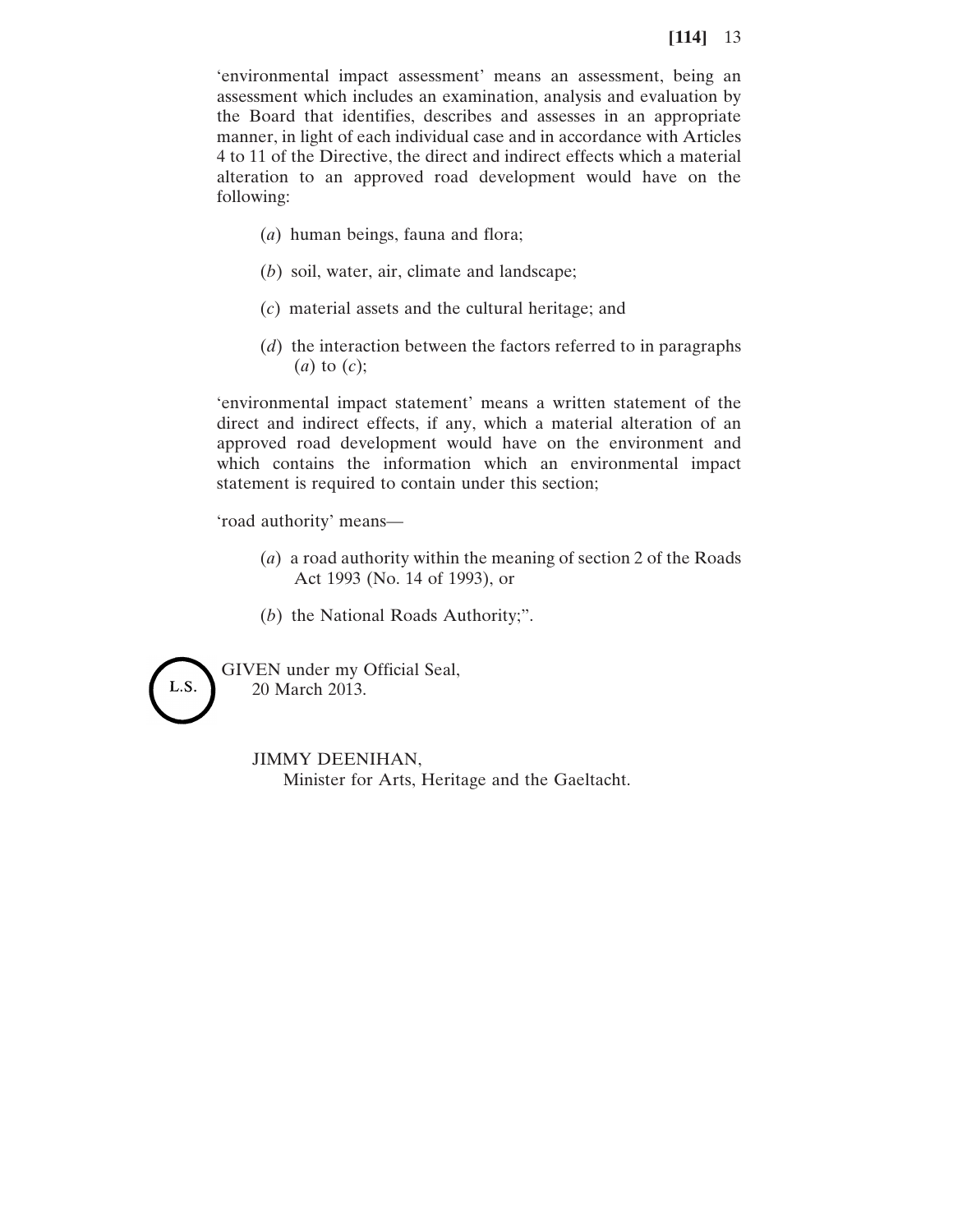'environmental impact assessment' means an assessment, being an assessment which includes an examination, analysis and evaluation by the Board that identifies, describes and assesses in an appropriate manner, in light of each individual case and in accordance with Articles 4 to 11 of the Directive, the direct and indirect effects which a material alteration to an approved road development would have on the following:

(*a*) human beings, fauna and flora;

(*b*) soil, water, air, climate and landscape;

(*c*) material assets and the cultural heritage; and

(*d*) the interaction between the factors referred to in paragraphs (*a*) to (*c*);

'environmental impact statement' means a written statement of the direct and indirect effects, if any, which a material alteration of an approved road development would have on the environment and which contains the information which an environmental impact statement is required to contain under this section;

'road authority' means—

(*a*) a road authority within the meaning of section 2 of the Roads Act 1993 (No. 14 of 1993), or

(*b*) the National Roads Authority;".

L.S.

GIVEN under my Official Seal,
20 March 2013.

JIMMY DEENIHAN,
Minister for Arts, Heritage and the Gaeltacht.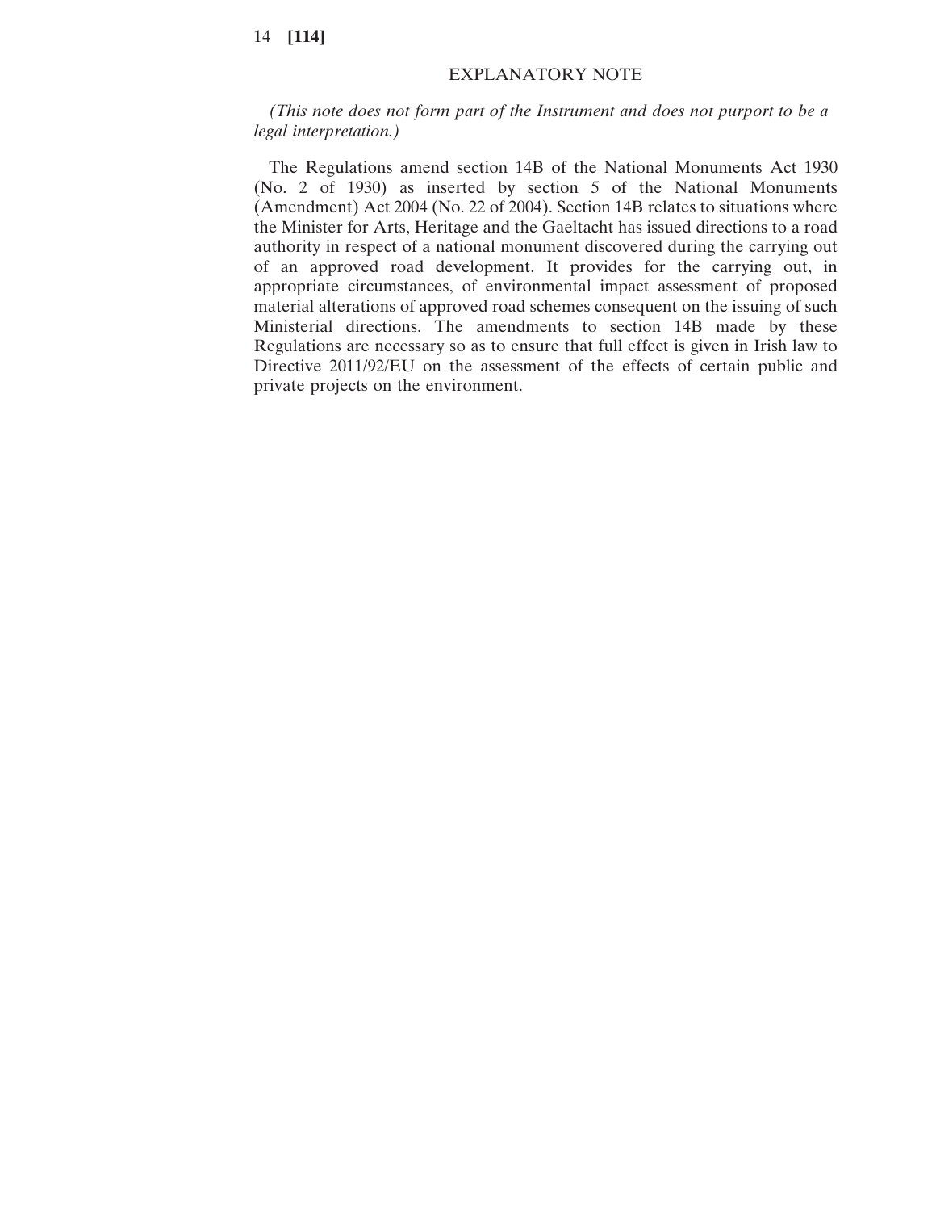## EXPLANATORY NOTE

*(This note does not form part of the Instrument and does not purport to be a legal interpretation.)*

The Regulations amend section 14B of the National Monuments Act 1930 (No. 2 of 1930) as inserted by section 5 of the National Monuments (Amendment) Act 2004 (No. 22 of 2004). Section 14B relates to situations where the Minister for Arts, Heritage and the Gaeltacht has issued directions to a road authority in respect of a national monument discovered during the carrying out of an approved road development. It provides for the carrying out, in appropriate circumstances, of environmental impact assessment of proposed material alterations of approved road schemes consequent on the issuing of such Ministerial directions. The amendments to section 14B made by these Regulations are necessary so as to ensure that full effect is given in Irish law to Directive 2011/92/EU on the assessment of the effects of certain public and private projects on the environment.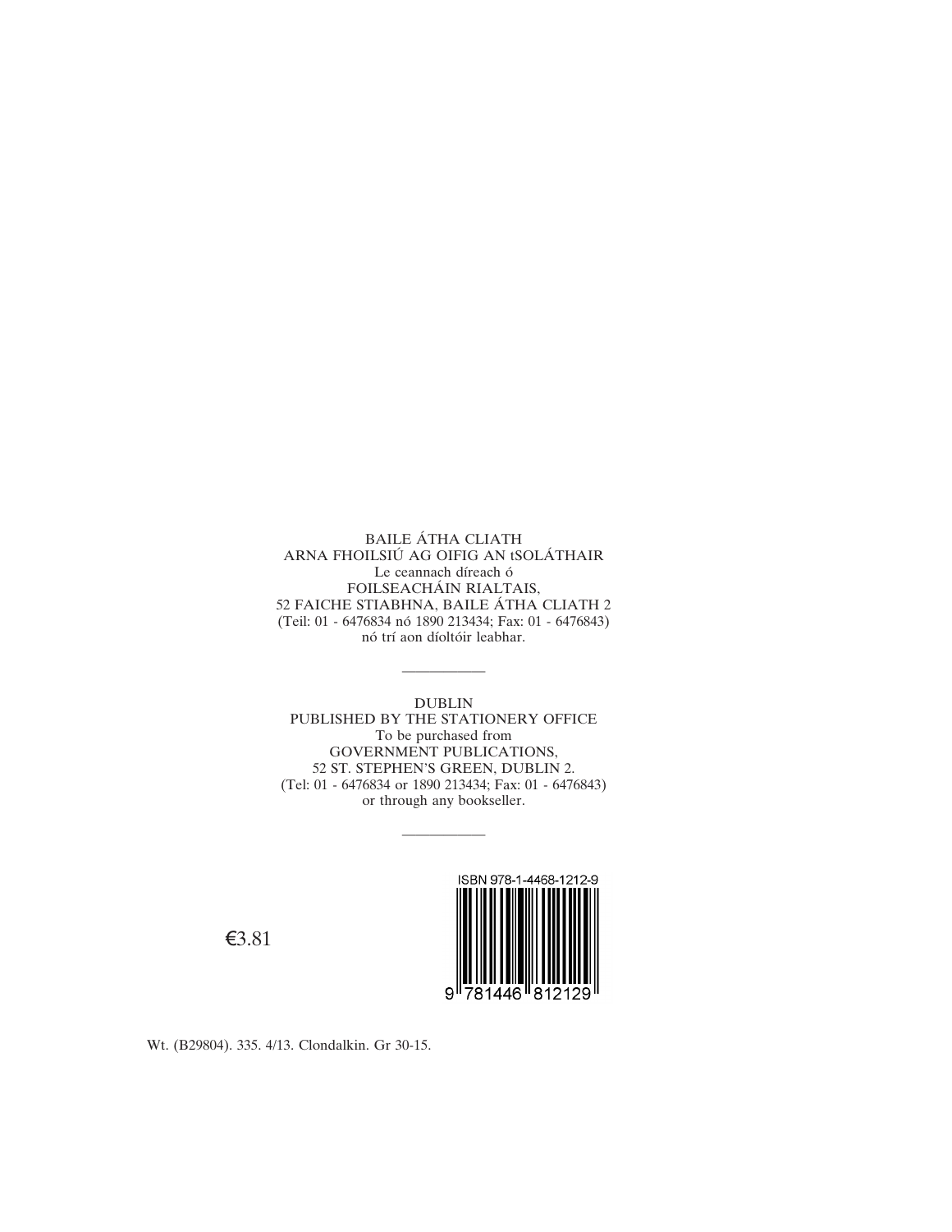BAILE ÁTHA CLIATH
ARNA FHOILSIÚ AG OIFIG AN tSOLÁTHAIR
Le ceannach díreach ó
FOILSEACHÁIN RIALTAIS,
52 FAICHE STIABHNA, BAILE ÁTHA CLIATH 2
(Teil: 01 - 6476834 nó 1890 213434; Fax: 01 - 6476843)
nó trí aon díoltóir leabhar.

---

DUBLIN
PUBLISHED BY THE STATIONERY OFFICE
To be purchased from
GOVERNMENT PUBLICATIONS,
52 ST. STEPHEN'S GREEN, DUBLIN 2.
(Tel: 01 - 6476834 or 1890 213434; Fax: 01 - 6476843)
or through any bookseller.

---

ISBN 978-1-4468-1212-9

€3.81

9 781446 812129

Wt. (B29804). 335. 4/13. Clondalkin. Gr 30-15.